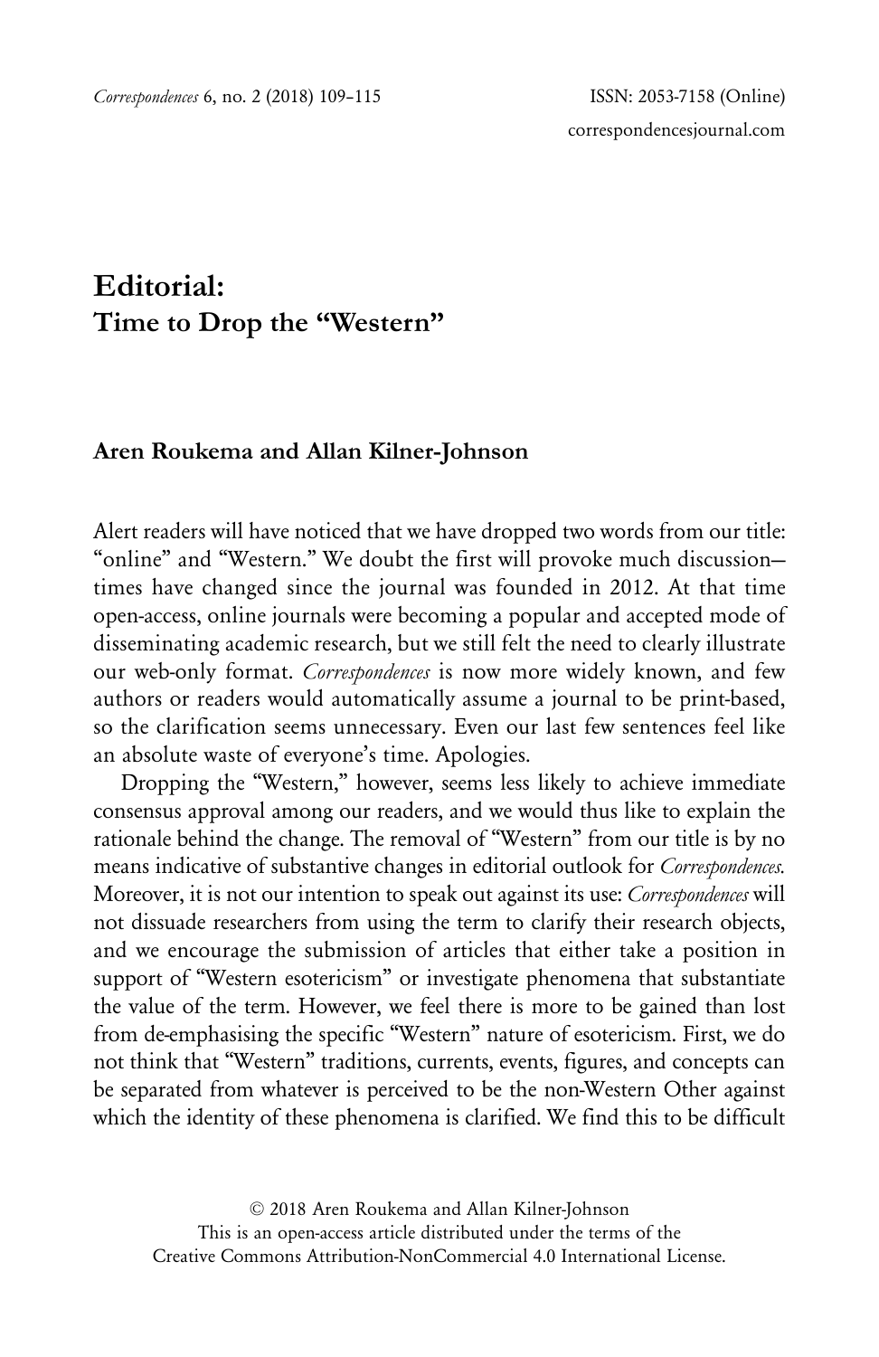# Editorial: Time to Drop the "Western"

**Aren Roukema and Allan Kilner-Johnson**

Alert readers will have noticed that we have dropped two words from our title: "online" and "Western." We doubt the first will provoke much discussion—times have changed since the journal was founded in 2012. At that time open-access, online journals were becoming a popular and accepted mode of disseminating academic research, but we still felt the need to clearly illustrate our web-only format. *Correspondences* is now more widely known, and few authors or readers would automatically assume a journal to be print-based, so the clarification seems unnecessary. Even our last few sentences feel like an absolute waste of everyone's time. Apologies.

Dropping the "Western," however, seems less likely to achieve immediate consensus approval among our readers, and we would thus like to explain the rationale behind the change. The removal of "Western" from our title is by no means indicative of substantive changes in editorial outlook for *Correspondences*. Moreover, it is not our intention to speak out against its use: *Correspondences* will not dissuade researchers from using the term to clarify their research objects, and we encourage the submission of articles that either take a position in support of "Western esotericism" or investigate phenomena that substantiate the value of the term. However, we feel there is more to be gained than lost from de-emphasising the specific "Western" nature of esotericism. First, we do not think that "Western" traditions, currents, events, figures, and concepts can be separated from whatever is perceived to be the non-Western Other against which the identity of these phenomena is clarified. We find this to be difficult

© 2018 Aren Roukema and Allan Kilner-Johnson
This is an open-access article distributed under the terms of the
Creative Commons Attribution-NonCommercial 4.0 International License.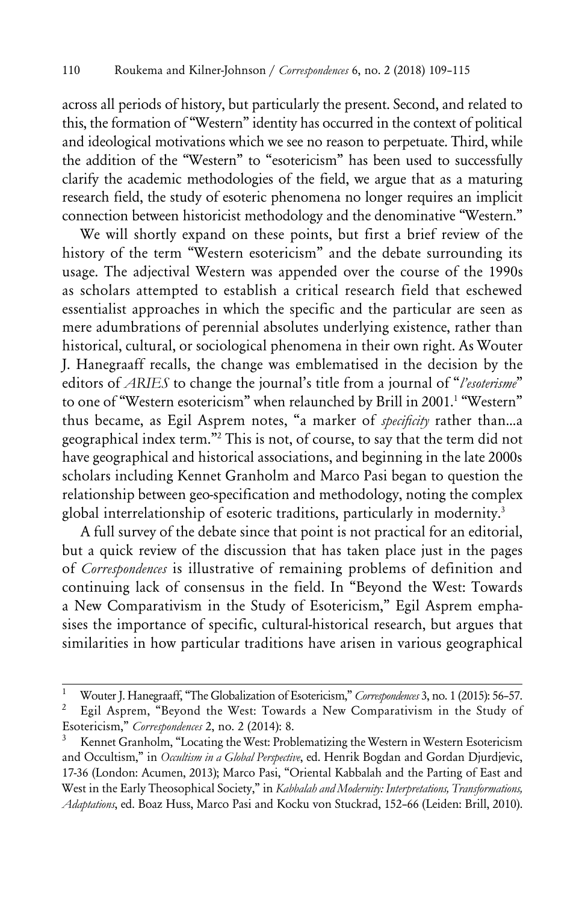across all periods of history, but particularly the present. Second, and related to this, the formation of "Western" identity has occurred in the context of political and ideological motivations which we see no reason to perpetuate. Third, while the addition of the "Western" to "esotericism" has been used to successfully clarify the academic methodologies of the field, we argue that as a maturing research field, the study of esoteric phenomena no longer requires an implicit connection between historicist methodology and the denominative "Western."

We will shortly expand on these points, but first a brief review of the history of the term "Western esotericism" and the debate surrounding its usage. The adjectival Western was appended over the course of the 1990s as scholars attempted to establish a critical research field that eschewed essentialist approaches in which the specific and the particular are seen as mere adumbrations of perennial absolutes underlying existence, rather than historical, cultural, or sociological phenomena in their own right. As Wouter J. Hanegraaff recalls, the change was emblematised in the decision by the editors of *ARIES* to change the journal's title from a journal of "*l'esoterisme*" to one of "Western esotericism" when relaunched by Brill in 2001.[1] "Western" thus became, as Egil Asprem notes, "a marker of *specificity* rather than...a geographical index term."[2] This is not, of course, to say that the term did not have geographical and historical associations, and beginning in the late 2000s scholars including Kennet Granholm and Marco Pasi began to question the relationship between geo-specification and methodology, noting the complex global interrelationship of esoteric traditions, particularly in modernity.[3]

A full survey of the debate since that point is not practical for an editorial, but a quick review of the discussion that has taken place just in the pages of *Correspondences* is illustrative of remaining problems of definition and continuing lack of consensus in the field. In "Beyond the West: Towards a New Comparativism in the Study of Esotericism," Egil Asprem emphasises the importance of specific, cultural-historical research, but argues that similarities in how particular traditions have arisen in various geographical

---

[1] Wouter J. Hanegraaff, "The Globalization of Esotericism," *Correspondences* 3, no. 1 (2015): 56–57.

[2] Egil Asprem, "Beyond the West: Towards a New Comparativism in the Study of Esotericism," *Correspondences* 2, no. 2 (2014): 8.

[3] Kennet Granholm, "Locating the West: Problematizing the Western in Western Esotericism and Occultism," in *Occultism in a Global Perspective*, ed. Henrik Bogdan and Gordan Djurdjevic, 17-36 (London: Acumen, 2013); Marco Pasi, "Oriental Kabbalah and the Parting of East and West in the Early Theosophical Society," in *Kabbalah and Modernity: Interpretations, Transformations, Adaptations*, ed. Boaz Huss, Marco Pasi and Kocku von Stuckrad, 152–66 (Leiden: Brill, 2010).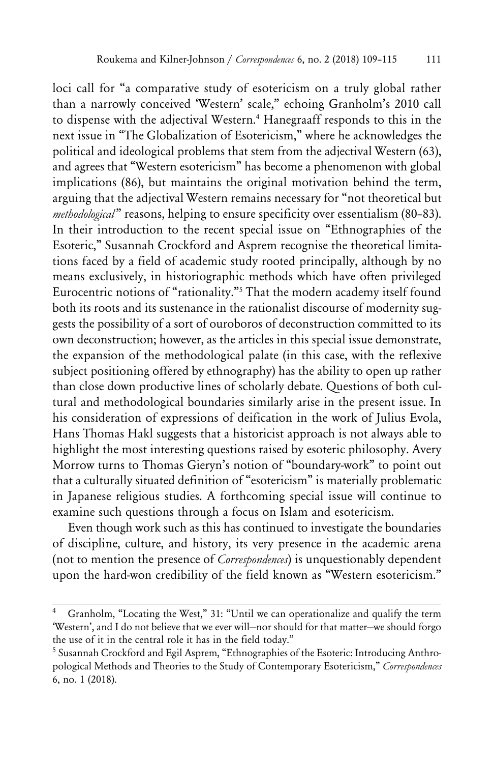loci call for "a comparative study of esotericism on a truly global rather than a narrowly conceived 'Western' scale," echoing Granholm's 2010 call to dispense with the adjectival Western.[4] Hanegraaff responds to this in the next issue in "The Globalization of Esotericism," where he acknowledges the political and ideological problems that stem from the adjectival Western (63), and agrees that "Western esotericism" has become a phenomenon with global implications (86), but maintains the original motivation behind the term, arguing that the adjectival Western remains necessary for "not theoretical but *methodological*" reasons, helping to ensure specificity over essentialism (80–83). In their introduction to the recent special issue on "Ethnographies of the Esoteric," Susannah Crockford and Asprem recognise the theoretical limitations faced by a field of academic study rooted principally, although by no means exclusively, in historiographic methods which have often privileged Eurocentric notions of "rationality."[5] That the modern academy itself found both its roots and its sustenance in the rationalist discourse of modernity suggests the possibility of a sort of ouroboros of deconstruction committed to its own deconstruction; however, as the articles in this special issue demonstrate, the expansion of the methodological palate (in this case, with the reflexive subject positioning offered by ethnography) has the ability to open up rather than close down productive lines of scholarly debate. Questions of both cultural and methodological boundaries similarly arise in the present issue. In his consideration of expressions of deification in the work of Julius Evola, Hans Thomas Hakl suggests that a historicist approach is not always able to highlight the most interesting questions raised by esoteric philosophy. Avery Morrow turns to Thomas Gieryn's notion of "boundary-work" to point out that a culturally situated definition of "esotericism" is materially problematic in Japanese religious studies. A forthcoming special issue will continue to examine such questions through a focus on Islam and esotericism.

Even though work such as this has continued to investigate the boundaries of discipline, culture, and history, its very presence in the academic arena (not to mention the presence of *Correspondences*) is unquestionably dependent upon the hard-won credibility of the field known as "Western esotericism."

---

[4] Granholm, "Locating the West," 31: "Until we can operationalize and qualify the term 'Western', and I do not believe that we ever will—nor should for that matter—we should forgo the use of it in the central role it has in the field today."

[5] Susannah Crockford and Egil Asprem, "Ethnographies of the Esoteric: Introducing Anthropological Methods and Theories to the Study of Contemporary Esotericism," *Correspondences* 6, no. 1 (2018).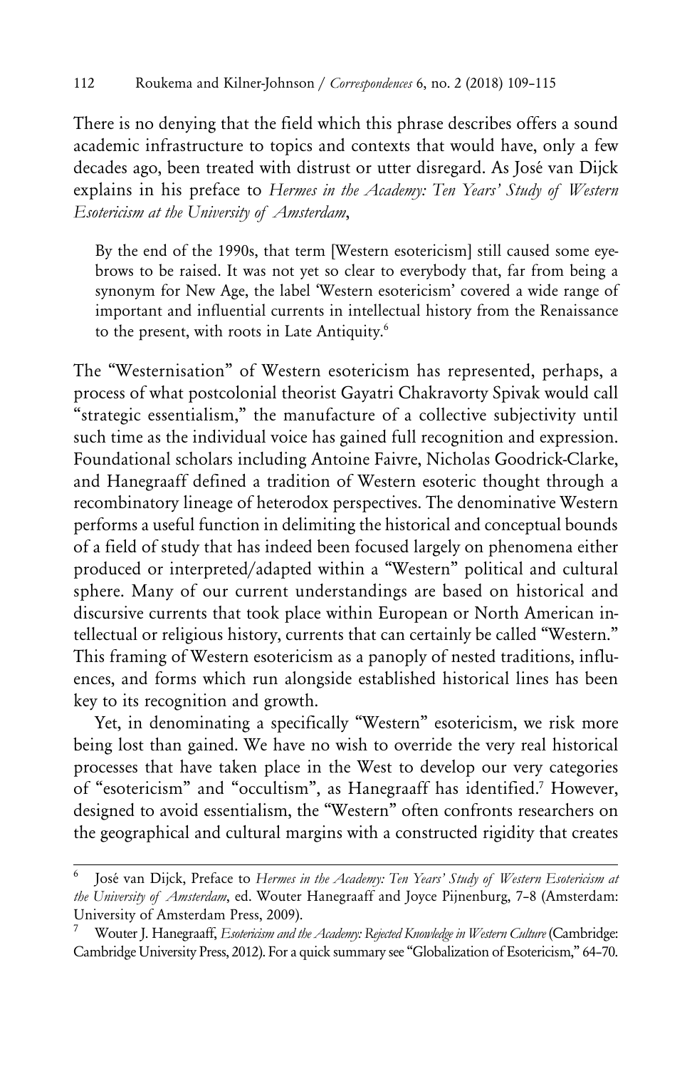There is no denying that the field which this phrase describes offers a sound academic infrastructure to topics and contexts that would have, only a few decades ago, been treated with distrust or utter disregard. As José van Dijck explains in his preface to *Hermes in the Academy: Ten Years' Study of Western Esotericism at the University of Amsterdam*,

> By the end of the 1990s, that term [Western esotericism] still caused some eyebrows to be raised. It was not yet so clear to everybody that, far from being a synonym for New Age, the label 'Western esotericism' covered a wide range of important and influential currents in intellectual history from the Renaissance to the present, with roots in Late Antiquity.[6]

The "Westernisation" of Western esotericism has represented, perhaps, a process of what postcolonial theorist Gayatri Chakravorty Spivak would call "strategic essentialism," the manufacture of a collective subjectivity until such time as the individual voice has gained full recognition and expression. Foundational scholars including Antoine Faivre, Nicholas Goodrick-Clarke, and Hanegraaff defined a tradition of Western esoteric thought through a recombinatory lineage of heterodox perspectives. The denominative Western performs a useful function in delimiting the historical and conceptual bounds of a field of study that has indeed been focused largely on phenomena either produced or interpreted/adapted within a "Western" political and cultural sphere. Many of our current understandings are based on historical and discursive currents that took place within European or North American intellectual or religious history, currents that can certainly be called "Western." This framing of Western esotericism as a panoply of nested traditions, influences, and forms which run alongside established historical lines has been key to its recognition and growth.

Yet, in denominating a specifically "Western" esotericism, we risk more being lost than gained. We have no wish to override the very real historical processes that have taken place in the West to develop our very categories of "esotericism" and "occultism", as Hanegraaff has identified.[7] However, designed to avoid essentialism, the "Western" often confronts researchers on the geographical and cultural margins with a constructed rigidity that creates

---

[6] José van Dijck, Preface to *Hermes in the Academy: Ten Years' Study of Western Esotericism at the University of Amsterdam*, ed. Wouter Hanegraaff and Joyce Pijnenburg, 7–8 (Amsterdam: University of Amsterdam Press, 2009).

[7] Wouter J. Hanegraaff, *Esotericism and the Academy: Rejected Knowledge in Western Culture* (Cambridge: Cambridge University Press, 2012). For a quick summary see "Globalization of Esotericism," 64–70.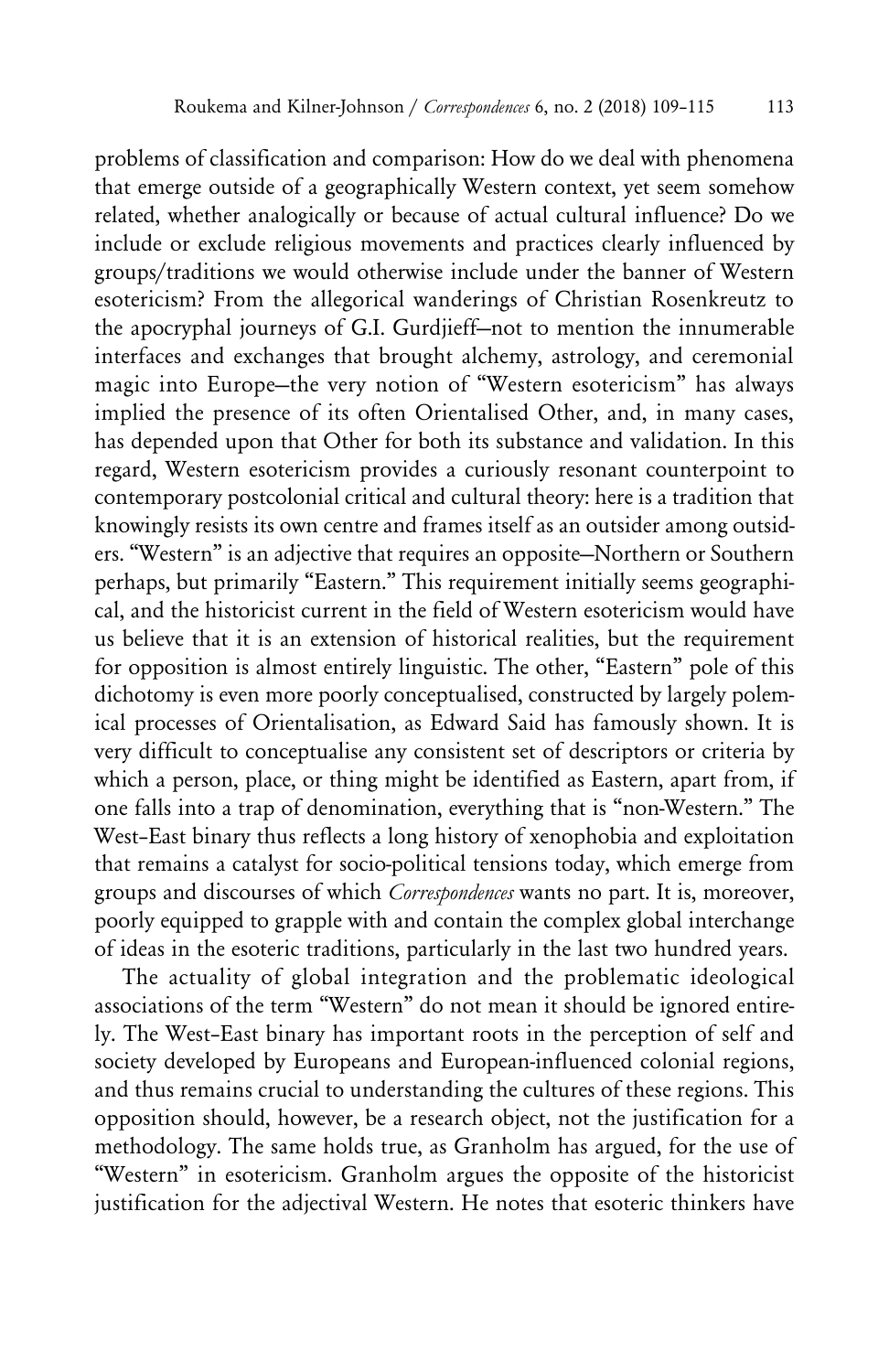problems of classification and comparison: How do we deal with phenomena that emerge outside of a geographically Western context, yet seem somehow related, whether analogically or because of actual cultural influence? Do we include or exclude religious movements and practices clearly influenced by groups/traditions we would otherwise include under the banner of Western esotericism? From the allegorical wanderings of Christian Rosenkreutz to the apocryphal journeys of G.I. Gurdjieff—not to mention the innumerable interfaces and exchanges that brought alchemy, astrology, and ceremonial magic into Europe—the very notion of "Western esotericism" has always implied the presence of its often Orientalised Other, and, in many cases, has depended upon that Other for both its substance and validation. In this regard, Western esotericism provides a curiously resonant counterpoint to contemporary postcolonial critical and cultural theory: here is a tradition that knowingly resists its own centre and frames itself as an outsider among outsiders. "Western" is an adjective that requires an opposite—Northern or Southern perhaps, but primarily "Eastern." This requirement initially seems geographical, and the historicist current in the field of Western esotericism would have us believe that it is an extension of historical realities, but the requirement for opposition is almost entirely linguistic. The other, "Eastern" pole of this dichotomy is even more poorly conceptualised, constructed by largely polemical processes of Orientalisation, as Edward Said has famously shown. It is very difficult to conceptualise any consistent set of descriptors or criteria by which a person, place, or thing might be identified as Eastern, apart from, if one falls into a trap of denomination, everything that is "non-Western." The West–East binary thus reflects a long history of xenophobia and exploitation that remains a catalyst for socio-political tensions today, which emerge from groups and discourses of which *Correspondences* wants no part. It is, moreover, poorly equipped to grapple with and contain the complex global interchange of ideas in the esoteric traditions, particularly in the last two hundred years.

The actuality of global integration and the problematic ideological associations of the term "Western" do not mean it should be ignored entirely. The West–East binary has important roots in the perception of self and society developed by Europeans and European-influenced colonial regions, and thus remains crucial to understanding the cultures of these regions. This opposition should, however, be a research object, not the justification for a methodology. The same holds true, as Granholm has argued, for the use of "Western" in esotericism. Granholm argues the opposite of the historicist justification for the adjectival Western. He notes that esoteric thinkers have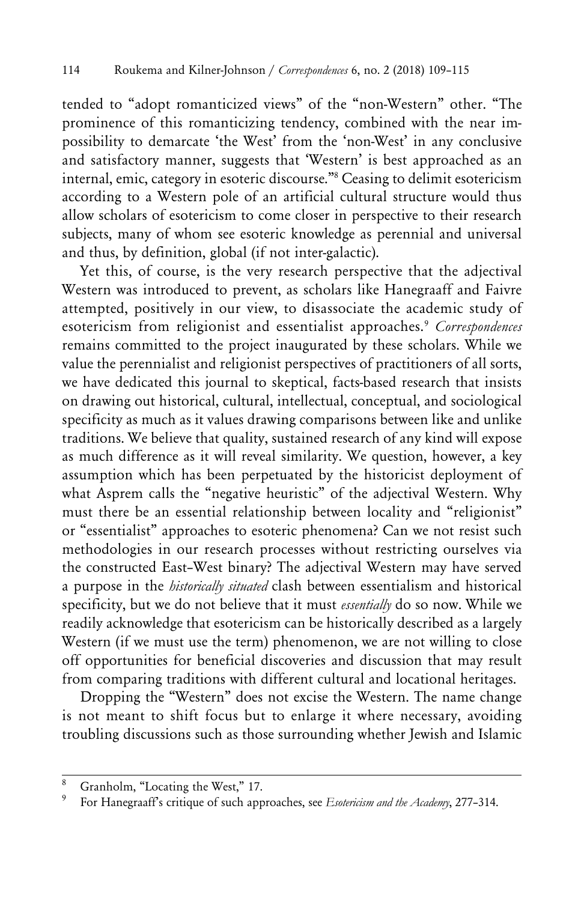tended to "adopt romanticized views" of the "non-Western" other. "The prominence of this romanticizing tendency, combined with the near impossibility to demarcate 'the West' from the 'non-West' in any conclusive and satisfactory manner, suggests that 'Western' is best approached as an internal, emic, category in esoteric discourse."[8] Ceasing to delimit esotericism according to a Western pole of an artificial cultural structure would thus allow scholars of esotericism to come closer in perspective to their research subjects, many of whom see esoteric knowledge as perennial and universal and thus, by definition, global (if not inter-galactic).

Yet this, of course, is the very research perspective that the adjectival Western was introduced to prevent, as scholars like Hanegraaff and Faivre attempted, positively in our view, to disassociate the academic study of esotericism from religionist and essentialist approaches.[9] *Correspondences* remains committed to the project inaugurated by these scholars. While we value the perennialist and religionist perspectives of practitioners of all sorts, we have dedicated this journal to skeptical, facts-based research that insists on drawing out historical, cultural, intellectual, conceptual, and sociological specificity as much as it values drawing comparisons between like and unlike traditions. We believe that quality, sustained research of any kind will expose as much difference as it will reveal similarity. We question, however, a key assumption which has been perpetuated by the historicist deployment of what Asprem calls the "negative heuristic" of the adjectival Western. Why must there be an essential relationship between locality and "religionist" or "essentialist" approaches to esoteric phenomena? Can we not resist such methodologies in our research processes without restricting ourselves via the constructed East–West binary? The adjectival Western may have served a purpose in the *historically situated* clash between essentialism and historical specificity, but we do not believe that it must *essentially* do so now. While we readily acknowledge that esotericism can be historically described as a largely Western (if we must use the term) phenomenon, we are not willing to close off opportunities for beneficial discoveries and discussion that may result from comparing traditions with different cultural and locational heritages.

Dropping the "Western" does not excise the Western. The name change is not meant to shift focus but to enlarge it where necessary, avoiding troubling discussions such as those surrounding whether Jewish and Islamic

---

[8] Granholm, "Locating the West," 17.

[9] For Hanegraaff's critique of such approaches, see *Esotericism and the Academy*, 277–314.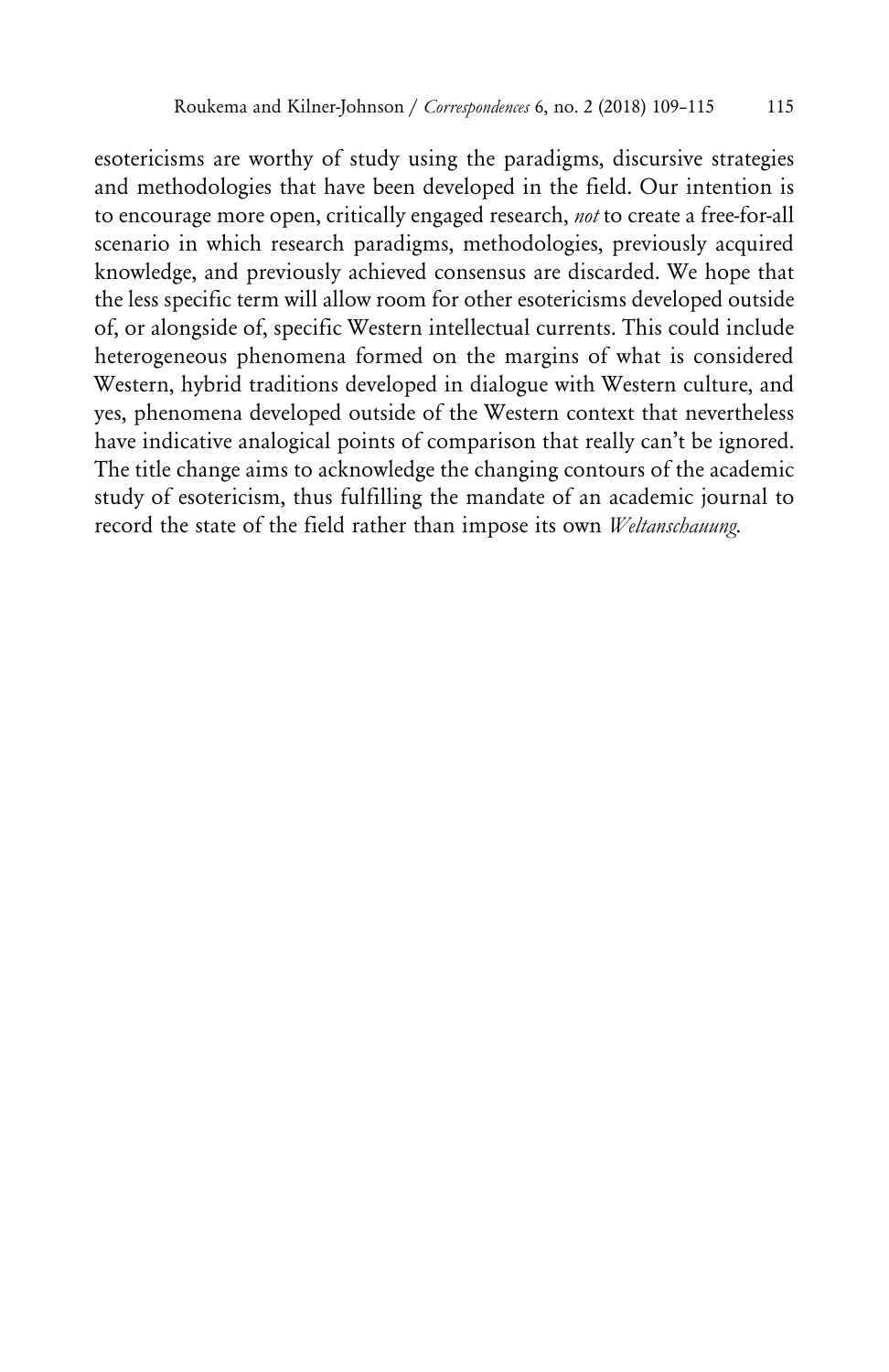esotericisms are worthy of study using the paradigms, discursive strategies and methodologies that have been developed in the field. Our intention is to encourage more open, critically engaged research, *not* to create a free-for-all scenario in which research paradigms, methodologies, previously acquired knowledge, and previously achieved consensus are discarded. We hope that the less specific term will allow room for other esotericisms developed outside of, or alongside of, specific Western intellectual currents. This could include heterogeneous phenomena formed on the margins of what is considered Western, hybrid traditions developed in dialogue with Western culture, and yes, phenomena developed outside of the Western context that nevertheless have indicative analogical points of comparison that really can't be ignored. The title change aims to acknowledge the changing contours of the academic study of esotericism, thus fulfilling the mandate of an academic journal to record the state of the field rather than impose its own *Weltanschauung*.